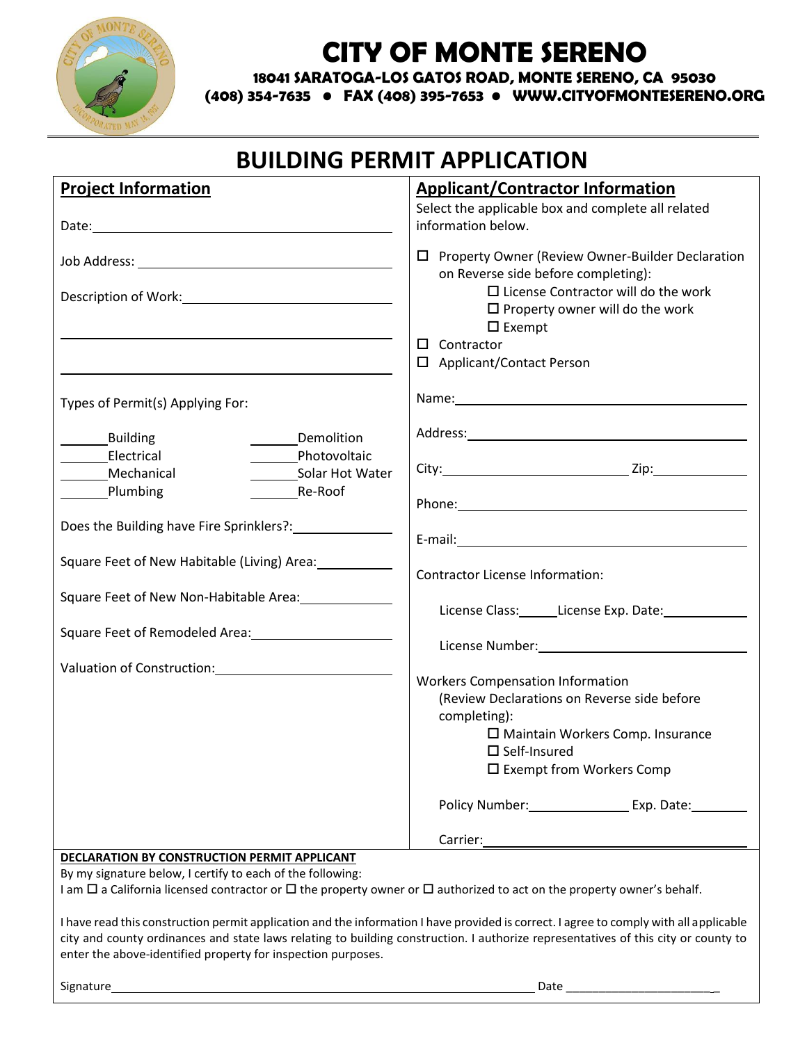# CITY OF MONTE SERENO

**18041 SARATOGA-LOS GATOS ROAD, MONTE SERENO, CA 95030**

**(408) 354-7635 • FAX (408) 395-7653 • WWW.CITYOFMONTESERENO.ORG**

## BUILDING PERMIT APPLICATION

### Project Information

Date: ______________________________

Job Address: ______________________________

Description of Work: ______________________________

______________________________

______________________________

Types of Permit(s) Applying For:

| | |
|---|---|
| ______ Building | ______ Demolition |
| ______ Electrical | ______ Photovoltaic |
| ______ Mechanical | ______ Solar Hot Water |
| ______ Plumbing | ______ Re-Roof |

Does the Building have Fire Sprinklers?: ______________

Square Feet of New Habitable (Living) Area: ______________

Square Feet of New Non-Habitable Area: ______________

Square Feet of Remodeled Area: ______________

Valuation of Construction: ______________

### Applicant/Contractor Information

Select the applicable box and complete all related information below.

- ☐ Property Owner (Review Owner-Builder Declaration on Reverse side before completing):
  - ☐ License Contractor will do the work
  - ☐ Property owner will do the work
  - ☐ Exempt
- ☐ Contractor
- ☐ Applicant/Contact Person

Name: ______________________________

Address: ______________________________

City: ______________________ Zip: ____________

Phone: ______________________________

E-mail: ______________________________

Contractor License Information:

License Class: ______ License Exp. Date: ____________

License Number: ______________________________

Workers Compensation Information (Review Declarations on Reverse side before completing):

- ☐ Maintain Workers Comp. Insurance
- ☐ Self-Insured
- ☐ Exempt from Workers Comp

Policy Number: ______________ Exp. Date: ________

Carrier: ______________________________

**DECLARATION BY CONSTRUCTION PERMIT APPLICANT**

By my signature below, I certify to each of the following:

I am ☐ a California licensed contractor or ☐ the property owner or ☐ authorized to act on the property owner's behalf.

I have read this construction permit application and the information I have provided is correct. I agree to comply with all applicable city and county ordinances and state laws relating to building construction. I authorize representatives of this city or county to enter the above-identified property for inspection purposes.

Signature ______________________________________________ Date ________________________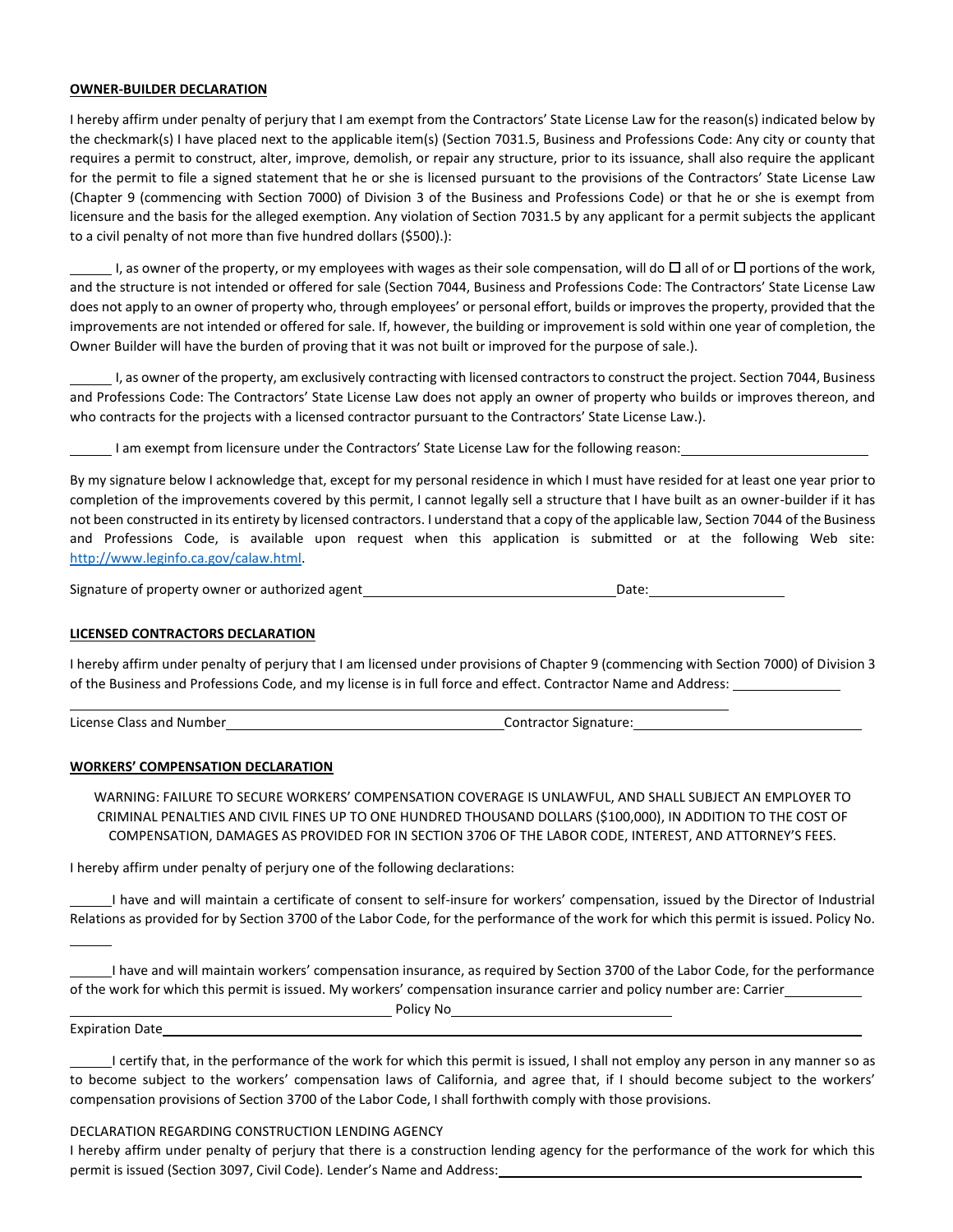**OWNER-BUILDER DECLARATION**

I hereby affirm under penalty of perjury that I am exempt from the Contractors' State License Law for the reason(s) indicated below by the checkmark(s) I have placed next to the applicable item(s) (Section 7031.5, Business and Professions Code: Any city or county that requires a permit to construct, alter, improve, demolish, or repair any structure, prior to its issuance, shall also require the applicant for the permit to file a signed statement that he or she is licensed pursuant to the provisions of the Contractors' State License Law (Chapter 9 (commencing with Section 7000) of Division 3 of the Business and Professions Code) or that he or she is exempt from licensure and the basis for the alleged exemption. Any violation of Section 7031.5 by any applicant for a permit subjects the applicant to a civil penalty of not more than five hundred dollars ($500).):

______ I, as owner of the property, or my employees with wages as their sole compensation, will do ☐ all of or ☐ portions of the work, and the structure is not intended or offered for sale (Section 7044, Business and Professions Code: The Contractors' State License Law does not apply to an owner of property who, through employees' or personal effort, builds or improves the property, provided that the improvements are not intended or offered for sale. If, however, the building or improvement is sold within one year of completion, the Owner Builder will have the burden of proving that it was not built or improved for the purpose of sale.).

______ I, as owner of the property, am exclusively contracting with licensed contractors to construct the project. Section 7044, Business and Professions Code: The Contractors' State License Law does not apply an owner of property who builds or improves thereon, and who contracts for the projects with a licensed contractor pursuant to the Contractors' State License Law.).

______ I am exempt from licensure under the Contractors' State License Law for the following reason: ______________________

By my signature below I acknowledge that, except for my personal residence in which I must have resided for at least one year prior to completion of the improvements covered by this permit, I cannot legally sell a structure that I have built as an owner-builder if it has not been constructed in its entirety by licensed contractors. I understand that a copy of the applicable law, Section 7044 of the Business and Professions Code, is available upon request when this application is submitted or at the following Web site: [http://www.leginfo.ca.gov/calaw.html](http://www.leginfo.ca.gov/calaw.html).

Signature of property owner or authorized agent ______________________________ Date: ________________

**LICENSED CONTRACTORS DECLARATION**

I hereby affirm under penalty of perjury that I am licensed under provisions of Chapter 9 (commencing with Section 7000) of Division 3 of the Business and Professions Code, and my license is in full force and effect. Contractor Name and Address: ______________

______________________________________________________________________________

License Class and Number ________________________________ Contractor Signature: ____________________________

**WORKERS' COMPENSATION DECLARATION**

WARNING: FAILURE TO SECURE WORKERS' COMPENSATION COVERAGE IS UNLAWFUL, AND SHALL SUBJECT AN EMPLOYER TO CRIMINAL PENALTIES AND CIVIL FINES UP TO ONE HUNDRED THOUSAND DOLLARS ($100,000), IN ADDITION TO THE COST OF COMPENSATION, DAMAGES AS PROVIDED FOR IN SECTION 3706 OF THE LABOR CODE, INTEREST, AND ATTORNEY'S FEES.

I hereby affirm under penalty of perjury one of the following declarations:

______ I have and will maintain a certificate of consent to self-insure for workers' compensation, issued by the Director of Industrial Relations as provided for by Section 3700 of the Labor Code, for the performance of the work for which this permit is issued. Policy No. ______

______ I have and will maintain workers' compensation insurance, as required by Section 3700 of the Labor Code, for the performance of the work for which this permit is issued. My workers' compensation insurance carrier and policy number are: Carrier ______________________________________ Policy No ____________________________

Expiration Date ______________________________________________________________________________

______ I certify that, in the performance of the work for which this permit is issued, I shall not employ any person in any manner so as to become subject to the workers' compensation laws of California, and agree that, if I should become subject to the workers' compensation provisions of Section 3700 of the Labor Code, I shall forthwith comply with those provisions.

DECLARATION REGARDING CONSTRUCTION LENDING AGENCY

I hereby affirm under penalty of perjury that there is a construction lending agency for the performance of the work for which this permit is issued (Section 3097, Civil Code). Lender's Name and Address: ______________________________________________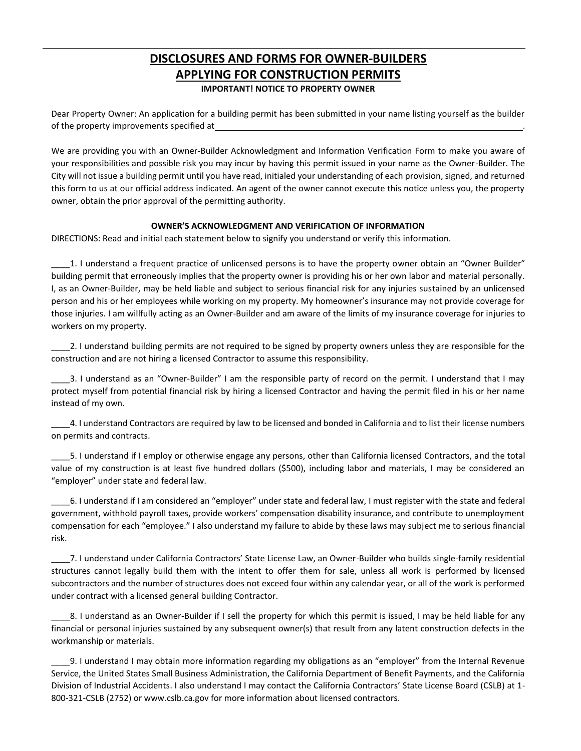# DISCLOSURES AND FORMS FOR OWNER-BUILDERS APPLYING FOR CONSTRUCTION PERMITS

**IMPORTANT! NOTICE TO PROPERTY OWNER**

Dear Property Owner: An application for a building permit has been submitted in your name listing yourself as the builder of the property improvements specified at \_\_\_\_\_\_\_\_\_\_\_\_\_\_\_\_\_\_\_\_\_\_\_\_\_\_\_\_\_\_\_\_\_\_\_\_\_\_\_\_\_\_\_\_\_\_\_\_\_\_\_\_\_\_\_\_\_\_\_\_.

We are providing you with an Owner-Builder Acknowledgment and Information Verification Form to make you aware of your responsibilities and possible risk you may incur by having this permit issued in your name as the Owner-Builder. The City will not issue a building permit until you have read, initialed your understanding of each provision, signed, and returned this form to us at our official address indicated. An agent of the owner cannot execute this notice unless you, the property owner, obtain the prior approval of the permitting authority.

**OWNER'S ACKNOWLEDGMENT AND VERIFICATION OF INFORMATION**

DIRECTIONS: Read and initial each statement below to signify you understand or verify this information.

\_\_\_\_1. I understand a frequent practice of unlicensed persons is to have the property owner obtain an "Owner Builder" building permit that erroneously implies that the property owner is providing his or her own labor and material personally. I, as an Owner-Builder, may be held liable and subject to serious financial risk for any injuries sustained by an unlicensed person and his or her employees while working on my property. My homeowner's insurance may not provide coverage for those injuries. I am willfully acting as an Owner-Builder and am aware of the limits of my insurance coverage for injuries to workers on my property.

\_\_\_\_2. I understand building permits are not required to be signed by property owners unless they are responsible for the construction and are not hiring a licensed Contractor to assume this responsibility.

\_\_\_\_3. I understand as an "Owner-Builder" I am the responsible party of record on the permit. I understand that I may protect myself from potential financial risk by hiring a licensed Contractor and having the permit filed in his or her name instead of my own.

\_\_\_\_4. I understand Contractors are required by law to be licensed and bonded in California and to list their license numbers on permits and contracts.

\_\_\_\_5. I understand if I employ or otherwise engage any persons, other than California licensed Contractors, and the total value of my construction is at least five hundred dollars ($500), including labor and materials, I may be considered an "employer" under state and federal law.

\_\_\_\_6. I understand if I am considered an "employer" under state and federal law, I must register with the state and federal government, withhold payroll taxes, provide workers' compensation disability insurance, and contribute to unemployment compensation for each "employee." I also understand my failure to abide by these laws may subject me to serious financial risk.

\_\_\_\_7. I understand under California Contractors' State License Law, an Owner-Builder who builds single-family residential structures cannot legally build them with the intent to offer them for sale, unless all work is performed by licensed subcontractors and the number of structures does not exceed four within any calendar year, or all of the work is performed under contract with a licensed general building Contractor.

\_\_\_\_8. I understand as an Owner-Builder if I sell the property for which this permit is issued, I may be held liable for any financial or personal injuries sustained by any subsequent owner(s) that result from any latent construction defects in the workmanship or materials.

\_\_\_\_9. I understand I may obtain more information regarding my obligations as an "employer" from the Internal Revenue Service, the United States Small Business Administration, the California Department of Benefit Payments, and the California Division of Industrial Accidents. I also understand I may contact the California Contractors' State License Board (CSLB) at 1-800-321-CSLB (2752) or www.cslb.ca.gov for more information about licensed contractors.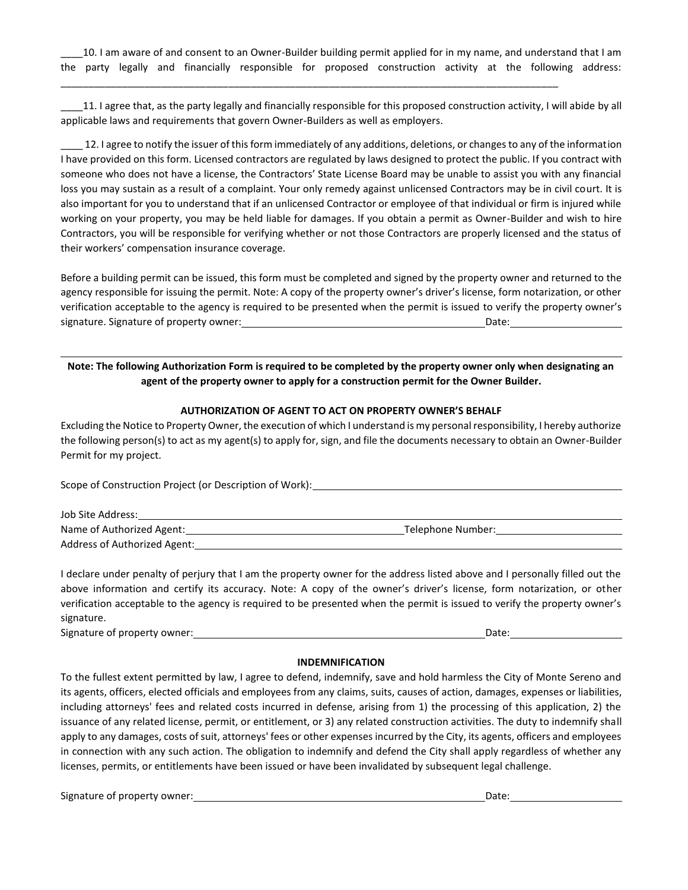____10. I am aware of and consent to an Owner-Builder building permit applied for in my name, and understand that I am the party legally and financially responsible for proposed construction activity at the following address: ______________________________________________________________________________________

____11. I agree that, as the party legally and financially responsible for this proposed construction activity, I will abide by all applicable laws and requirements that govern Owner-Builders as well as employers.

____ 12. I agree to notify the issuer of this form immediately of any additions, deletions, or changes to any of the information I have provided on this form. Licensed contractors are regulated by laws designed to protect the public. If you contract with someone who does not have a license, the Contractors' State License Board may be unable to assist you with any financial loss you may sustain as a result of a complaint. Your only remedy against unlicensed Contractors may be in civil court. It is also important for you to understand that if an unlicensed Contractor or employee of that individual or firm is injured while working on your property, you may be held liable for damages. If you obtain a permit as Owner-Builder and wish to hire Contractors, you will be responsible for verifying whether or not those Contractors are properly licensed and the status of their workers' compensation insurance coverage.

Before a building permit can be issued, this form must be completed and signed by the property owner and returned to the agency responsible for issuing the permit. Note: A copy of the property owner's driver's license, form notarization, or other verification acceptable to the agency is required to be presented when the permit is issued to verify the property owner's signature. Signature of property owner:______________________________ Date:______________

---

**Note: The following Authorization Form is required to be completed by the property owner only when designating an agent of the property owner to apply for a construction permit for the Owner Builder.**

**AUTHORIZATION OF AGENT TO ACT ON PROPERTY OWNER'S BEHALF**

Excluding the Notice to Property Owner, the execution of which I understand is my personal responsibility, I hereby authorize the following person(s) to act as my agent(s) to apply for, sign, and file the documents necessary to obtain an Owner-Builder Permit for my project.

Scope of Construction Project (or Description of Work):______________________________

Job Site Address:______________________________

Name of Authorized Agent:______________________________ Telephone Number:______________

Address of Authorized Agent:______________________________

I declare under penalty of perjury that I am the property owner for the address listed above and I personally filled out the above information and certify its accuracy. Note: A copy of the owner's driver's license, form notarization, or other verification acceptable to the agency is required to be presented when the permit is issued to verify the property owner's signature.

Signature of property owner:______________________________ Date:______________

**INDEMNIFICATION**

To the fullest extent permitted by law, I agree to defend, indemnify, save and hold harmless the City of Monte Sereno and its agents, officers, elected officials and employees from any claims, suits, causes of action, damages, expenses or liabilities, including attorneys' fees and related costs incurred in defense, arising from 1) the processing of this application, 2) the issuance of any related license, permit, or entitlement, or 3) any related construction activities. The duty to indemnify shall apply to any damages, costs of suit, attorneys' fees or other expenses incurred by the City, its agents, officers and employees in connection with any such action. The obligation to indemnify and defend the City shall apply regardless of whether any licenses, permits, or entitlements have been issued or have been invalidated by subsequent legal challenge.

Signature of property owner:______________________________ Date:______________